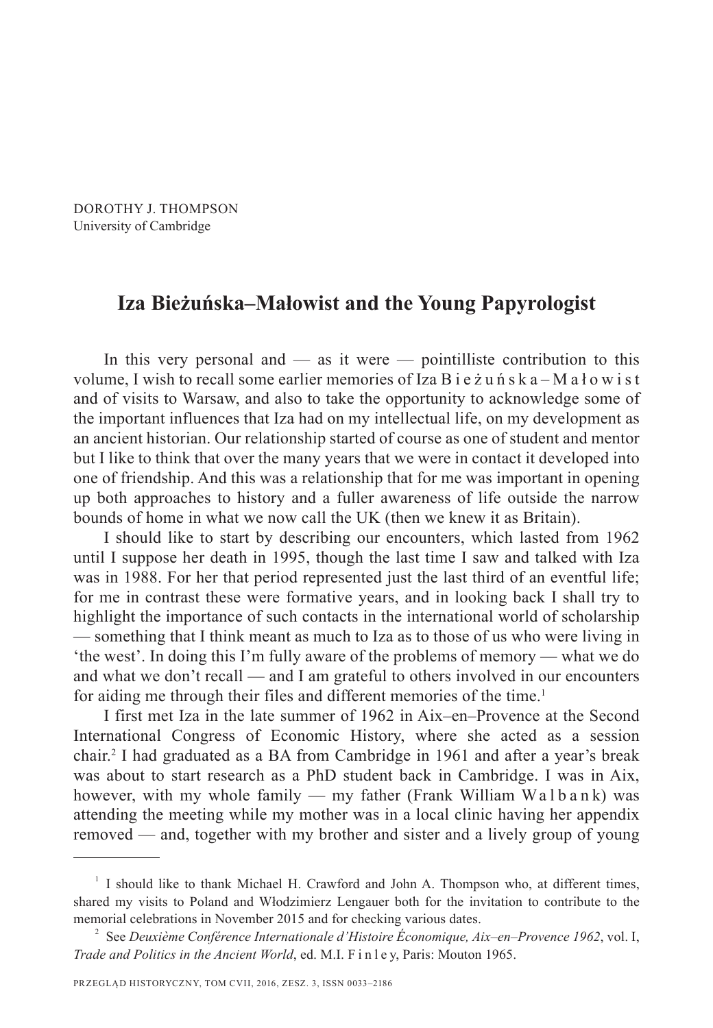DOROTHY J. THOMPSON
University of Cambridge

# Iza Bieżuńska–Małowist and the Young Papyrologist

In this very personal and — as it were — pointilliste contribution to this volume, I wish to recall some earlier memories of Iza Bieżuńska–Małowist and of visits to Warsaw, and also to take the opportunity to acknowledge some of the important influences that Iza had on my intellectual life, on my development as an ancient historian. Our relationship started of course as one of student and mentor but I like to think that over the many years that we were in contact it developed into one of friendship. And this was a relationship that for me was important in opening up both approaches to history and a fuller awareness of life outside the narrow bounds of home in what we now call the UK (then we knew it as Britain).

I should like to start by describing our encounters, which lasted from 1962 until I suppose her death in 1995, though the last time I saw and talked with Iza was in 1988. For her that period represented just the last third of an eventful life; for me in contrast these were formative years, and in looking back I shall try to highlight the importance of such contacts in the international world of scholarship — something that I think meant as much to Iza as to those of us who were living in 'the west'. In doing this I'm fully aware of the problems of memory — what we do and what we don't recall — and I am grateful to others involved in our encounters for aiding me through their files and different memories of the time.[1]

I first met Iza in the late summer of 1962 in Aix–en–Provence at the Second International Congress of Economic History, where she acted as a session chair.[2] I had graduated as a BA from Cambridge in 1961 and after a year's break was about to start research as a PhD student back in Cambridge. I was in Aix, however, with my whole family — my father (Frank William Walbank) was attending the meeting while my mother was in a local clinic having her appendix removed — and, together with my brother and sister and a lively group of young

---

[1] I should like to thank Michael H. Crawford and John A. Thompson who, at different times, shared my visits to Poland and Włodzimierz Lengauer both for the invitation to contribute to the memorial celebrations in November 2015 and for checking various dates.

[2] See *Deuxième Conférence Internationale d'Histoire Économique, Aix–en–Provence 1962*, vol. I, *Trade and Politics in the Ancient World*, ed. M.I. Finley, Paris: Mouton 1965.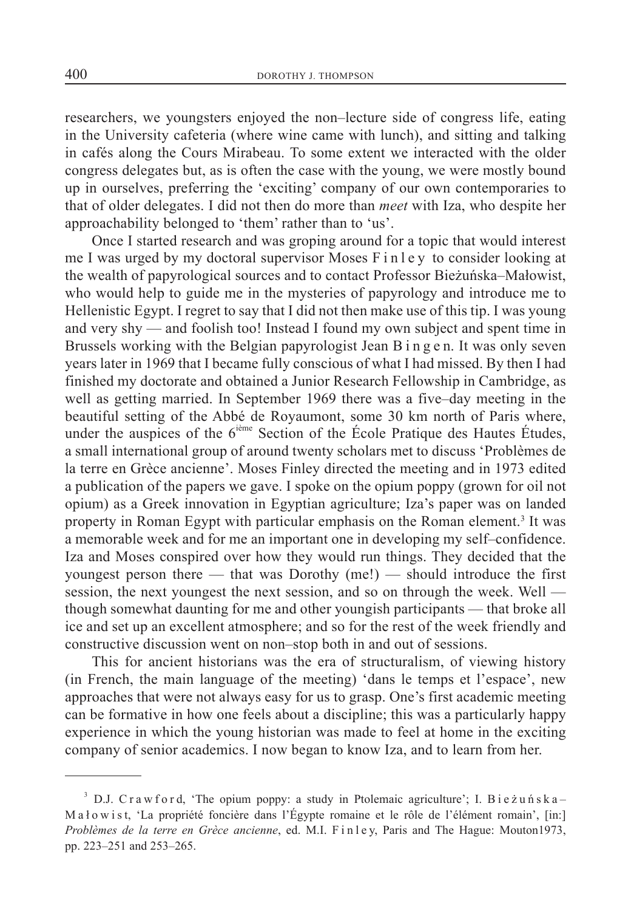researchers, we youngsters enjoyed the non–lecture side of congress life, eating in the University cafeteria (where wine came with lunch), and sitting and talking in cafés along the Cours Mirabeau. To some extent we interacted with the older congress delegates but, as is often the case with the young, we were mostly bound up in ourselves, preferring the 'exciting' company of our own contemporaries to that of older delegates. I did not then do more than *meet* with Iza, who despite her approachability belonged to 'them' rather than to 'us'.

Once I started research and was groping around for a topic that would interest me I was urged by my doctoral supervisor Moses Finley to consider looking at the wealth of papyrological sources and to contact Professor Bieżuńska–Małowist, who would help to guide me in the mysteries of papyrology and introduce me to Hellenistic Egypt. I regret to say that I did not then make use of this tip. I was young and very shy — and foolish too! Instead I found my own subject and spent time in Brussels working with the Belgian papyrologist Jean Bingen. It was only seven years later in 1969 that I became fully conscious of what I had missed. By then I had finished my doctorate and obtained a Junior Research Fellowship in Cambridge, as well as getting married. In September 1969 there was a five–day meeting in the beautiful setting of the Abbé de Royaumont, some 30 km north of Paris where, under the auspices of the 6ième Section of the École Pratique des Hautes Études, a small international group of around twenty scholars met to discuss 'Problèmes de la terre en Grèce ancienne'. Moses Finley directed the meeting and in 1973 edited a publication of the papers we gave. I spoke on the opium poppy (grown for oil not opium) as a Greek innovation in Egyptian agriculture; Iza's paper was on landed property in Roman Egypt with particular emphasis on the Roman element.[3] It was a memorable week and for me an important one in developing my self–confidence. Iza and Moses conspired over how they would run things. They decided that the youngest person there — that was Dorothy (me!) — should introduce the first session, the next youngest the next session, and so on through the week. Well — though somewhat daunting for me and other youngish participants — that broke all ice and set up an excellent atmosphere; and so for the rest of the week friendly and constructive discussion went on non–stop both in and out of sessions.

This for ancient historians was the era of structuralism, of viewing history (in French, the main language of the meeting) 'dans le temps et l'espace', new approaches that were not always easy for us to grasp. One's first academic meeting can be formative in how one feels about a discipline; this was a particularly happy experience in which the young historian was made to feel at home in the exciting company of senior academics. I now began to know Iza, and to learn from her.

---

[3] D.J. Crawford, 'The opium poppy: a study in Ptolemaic agriculture'; I. Bieżuńska–Małowist, 'La propriété foncière dans l'Égypte romaine et le rôle de l'élément romain', [in:] *Problèmes de la terre en Grèce ancienne*, ed. M.I. Finley, Paris and The Hague: Mouton1973, pp. 223–251 and 253–265.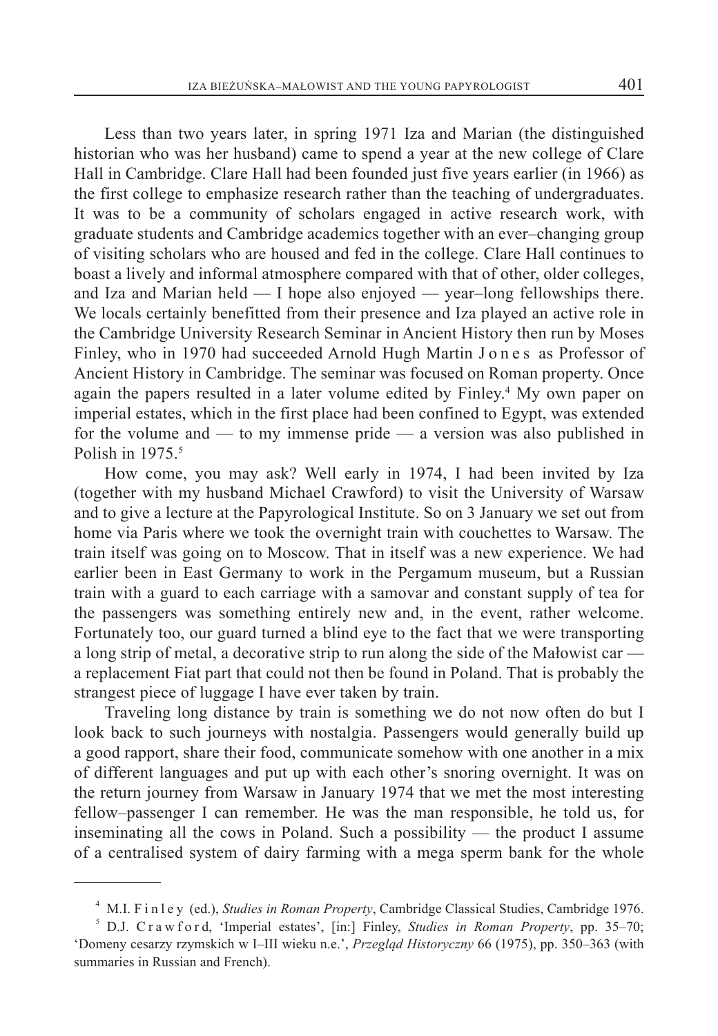Less than two years later, in spring 1971 Iza and Marian (the distinguished historian who was her husband) came to spend a year at the new college of Clare Hall in Cambridge. Clare Hall had been founded just five years earlier (in 1966) as the first college to emphasize research rather than the teaching of undergraduates. It was to be a community of scholars engaged in active research work, with graduate students and Cambridge academics together with an ever–changing group of visiting scholars who are housed and fed in the college. Clare Hall continues to boast a lively and informal atmosphere compared with that of other, older colleges, and Iza and Marian held — I hope also enjoyed — year–long fellowships there. We locals certainly benefitted from their presence and Iza played an active role in the Cambridge University Research Seminar in Ancient History then run by Moses Finley, who in 1970 had succeeded Arnold Hugh Martin J o n e s as Professor of Ancient History in Cambridge. The seminar was focused on Roman property. Once again the papers resulted in a later volume edited by Finley.[4] My own paper on imperial estates, which in the first place had been confined to Egypt, was extended for the volume and — to my immense pride — a version was also published in Polish in 1975.[5]

How come, you may ask? Well early in 1974, I had been invited by Iza (together with my husband Michael Crawford) to visit the University of Warsaw and to give a lecture at the Papyrological Institute. So on 3 January we set out from home via Paris where we took the overnight train with couchettes to Warsaw. The train itself was going on to Moscow. That in itself was a new experience. We had earlier been in East Germany to work in the Pergamum museum, but a Russian train with a guard to each carriage with a samovar and constant supply of tea for the passengers was something entirely new and, in the event, rather welcome. Fortunately too, our guard turned a blind eye to the fact that we were transporting a long strip of metal, a decorative strip to run along the side of the Małowist car — a replacement Fiat part that could not then be found in Poland. That is probably the strangest piece of luggage I have ever taken by train.

Traveling long distance by train is something we do not now often do but I look back to such journeys with nostalgia. Passengers would generally build up a good rapport, share their food, communicate somehow with one another in a mix of different languages and put up with each other's snoring overnight. It was on the return journey from Warsaw in January 1974 that we met the most interesting fellow–passenger I can remember. He was the man responsible, he told us, for inseminating all the cows in Poland. Such a possibility — the product I assume of a centralised system of dairy farming with a mega sperm bank for the whole

---

[4] M.I. F i n l e y (ed.), *Studies in Roman Property*, Cambridge Classical Studies, Cambridge 1976.

[5] D.J. C r a w f o r d, 'Imperial estates', [in:] Finley, *Studies in Roman Property*, pp. 35–70; 'Domeny cesarzy rzymskich w I–III wieku n.e.', *Przegląd Historyczny* 66 (1975), pp. 350–363 (with summaries in Russian and French).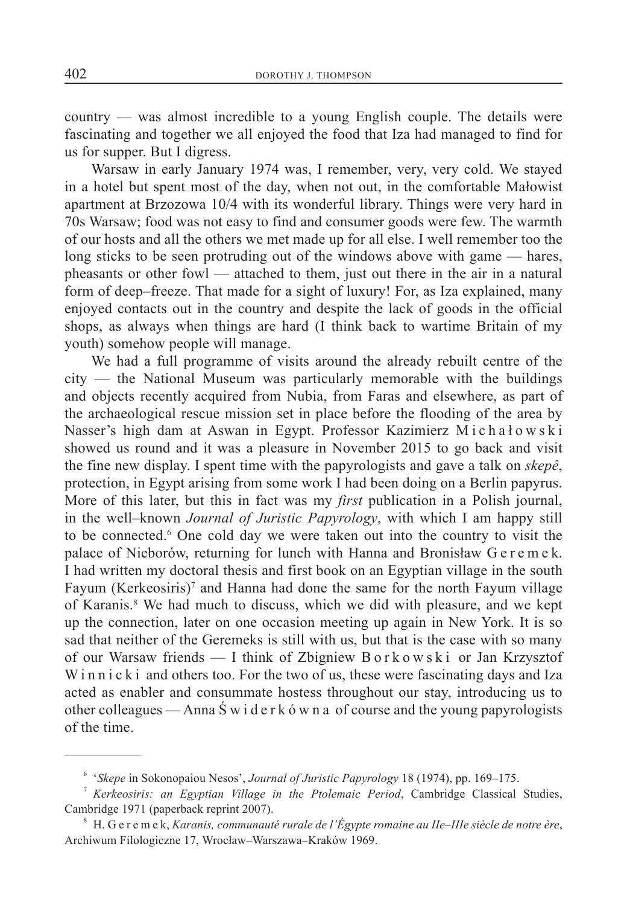country — was almost incredible to a young English couple. The details were fascinating and together we all enjoyed the food that Iza had managed to find for us for supper. But I digress.

Warsaw in early January 1974 was, I remember, very, very cold. We stayed in a hotel but spent most of the day, when not out, in the comfortable Małowist apartment at Brzozowa 10/4 with its wonderful library. Things were very hard in 70s Warsaw; food was not easy to find and consumer goods were few. The warmth of our hosts and all the others we met made up for all else. I well remember too the long sticks to be seen protruding out of the windows above with game — hares, pheasants or other fowl — attached to them, just out there in the air in a natural form of deep–freeze. That made for a sight of luxury! For, as Iza explained, many enjoyed contacts out in the country and despite the lack of goods in the official shops, as always when things are hard (I think back to wartime Britain of my youth) somehow people will manage.

We had a full programme of visits around the already rebuilt centre of the city — the National Museum was particularly memorable with the buildings and objects recently acquired from Nubia, from Faras and elsewhere, as part of the archaeological rescue mission set in place before the flooding of the area by Nasser's high dam at Aswan in Egypt. Professor Kazimierz Michałowski showed us round and it was a pleasure in November 2015 to go back and visit the fine new display. I spent time with the papyrologists and gave a talk on *skepê*, protection, in Egypt arising from some work I had been doing on a Berlin papyrus. More of this later, but this in fact was my *first* publication in a Polish journal, in the well–known *Journal of Juristic Papyrology*, with which I am happy still to be connected.[6] One cold day we were taken out into the country to visit the palace of Nieborów, returning for lunch with Hanna and Bronisław Geremek. I had written my doctoral thesis and first book on an Egyptian village in the south Fayum (Kerkeosiris)[7] and Hanna had done the same for the north Fayum village of Karanis.[8] We had much to discuss, which we did with pleasure, and we kept up the connection, later on one occasion meeting up again in New York. It is so sad that neither of the Geremeks is still with us, but that is the case with so many of our Warsaw friends — I think of Zbigniew Borkowski or Jan Krzysztof Winnicki and others too. For the two of us, these were fascinating days and Iza acted as enabler and consummate hostess throughout our stay, introducing us to other colleagues — Anna Świderkówna of course and the young papyrologists of the time.

---

[6] '*Skepe* in Sokonopaiou Nesos', *Journal of Juristic Papyrology* 18 (1974), pp. 169–175.

[7] *Kerkeosiris: an Egyptian Village in the Ptolemaic Period*, Cambridge Classical Studies, Cambridge 1971 (paperback reprint 2007).

[8] H. Geremek, *Karanis, communauté rurale de l'Égypte romaine au IIe–IIIe siècle de notre ère*, Archiwum Filologiczne 17, Wrocław–Warszawa–Kraków 1969.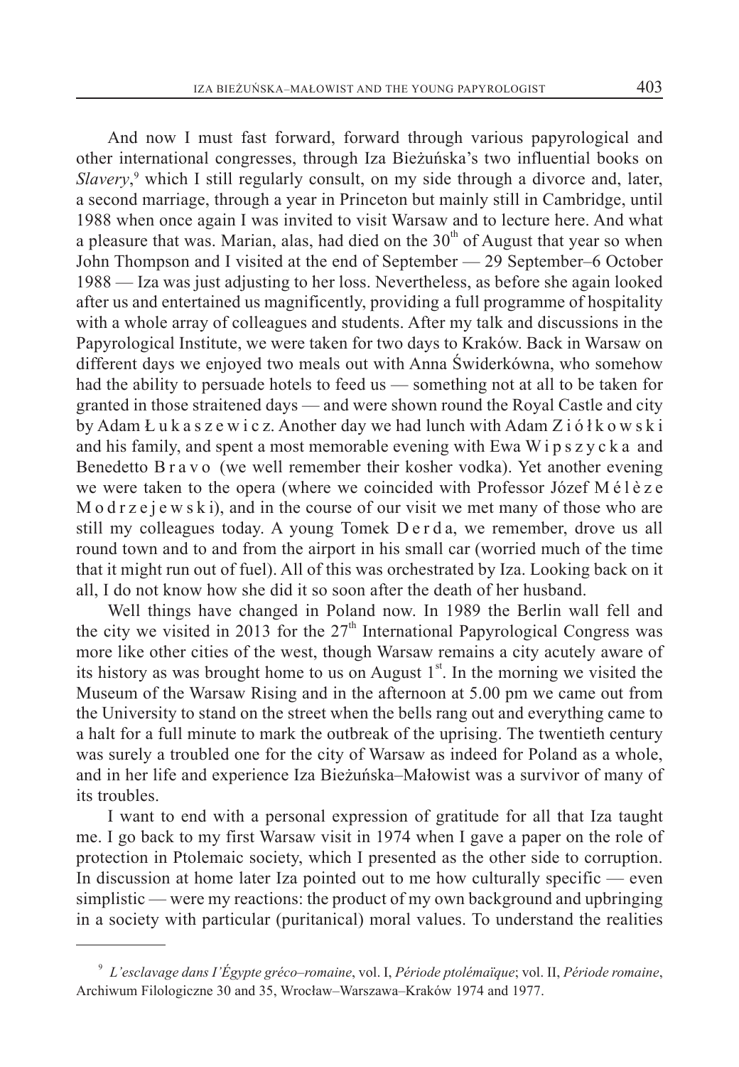And now I must fast forward, forward through various papyrological and other international congresses, through Iza Bieżuńska's two influential books on *Slavery*,[9] which I still regularly consult, on my side through a divorce and, later, a second marriage, through a year in Princeton but mainly still in Cambridge, until 1988 when once again I was invited to visit Warsaw and to lecture here. And what a pleasure that was. Marian, alas, had died on the 30th of August that year so when John Thompson and I visited at the end of September — 29 September–6 October 1988 — Iza was just adjusting to her loss. Nevertheless, as before she again looked after us and entertained us magnificently, providing a full programme of hospitality with a whole array of colleagues and students. After my talk and discussions in the Papyrological Institute, we were taken for two days to Kraków. Back in Warsaw on different days we enjoyed two meals out with Anna Świderkówna, who somehow had the ability to persuade hotels to feed us — something not at all to be taken for granted in those straitened days — and were shown round the Royal Castle and city by Adam Łukaszewicz. Another day we had lunch with Adam Ziółkowski and his family, and spent a most memorable evening with Ewa Wipszycka and Benedetto Bravo (we well remember their kosher vodka). Yet another evening we were taken to the opera (where we coincided with Professor Józef Mélèze Modrzejewski), and in the course of our visit we met many of those who are still my colleagues today. A young Tomek Derda, we remember, drove us all round town and to and from the airport in his small car (worried much of the time that it might run out of fuel). All of this was orchestrated by Iza. Looking back on it all, I do not know how she did it so soon after the death of her husband.

Well things have changed in Poland now. In 1989 the Berlin wall fell and the city we visited in 2013 for the 27th International Papyrological Congress was more like other cities of the west, though Warsaw remains a city acutely aware of its history as was brought home to us on August 1st. In the morning we visited the Museum of the Warsaw Rising and in the afternoon at 5.00 pm we came out from the University to stand on the street when the bells rang out and everything came to a halt for a full minute to mark the outbreak of the uprising. The twentieth century was surely a troubled one for the city of Warsaw as indeed for Poland as a whole, and in her life and experience Iza Bieżuńska–Małowist was a survivor of many of its troubles.

I want to end with a personal expression of gratitude for all that Iza taught me. I go back to my first Warsaw visit in 1974 when I gave a paper on the role of protection in Ptolemaic society, which I presented as the other side to corruption. In discussion at home later Iza pointed out to me how culturally specific — even simplistic — were my reactions: the product of my own background and upbringing in a society with particular (puritanical) moral values. To understand the realities

---

[9] *L'esclavage dans l'Égypte gréco–romaine*, vol. I, *Période ptolémaïque*; vol. II, *Période romaine*, Archiwum Filologiczne 30 and 35, Wrocław–Warszawa–Kraków 1974 and 1977.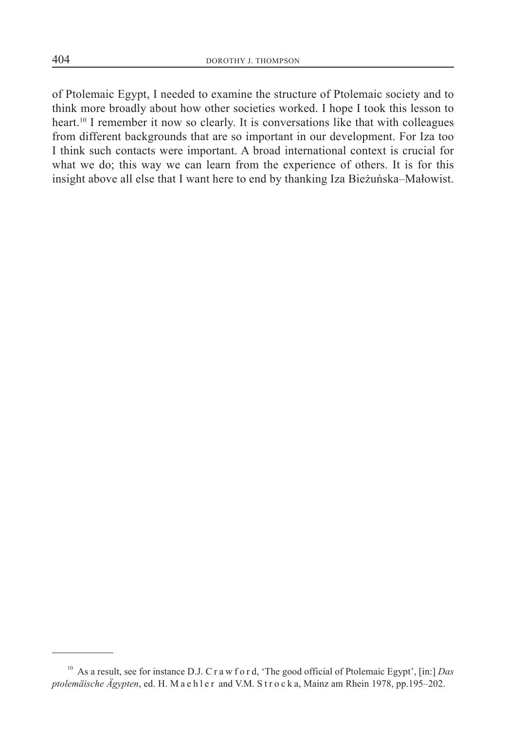of Ptolemaic Egypt, I needed to examine the structure of Ptolemaic society and to think more broadly about how other societies worked. I hope I took this lesson to heart.[10] I remember it now so clearly. It is conversations like that with colleagues from different backgrounds that are so important in our development. For Iza too I think such contacts were important. A broad international context is crucial for what we do; this way we can learn from the experience of others. It is for this insight above all else that I want here to end by thanking Iza Bieżuńska–Małowist.

---

[10] As a result, see for instance D.J. Crawford, 'The good official of Ptolemaic Egypt', [in:] *Das ptolemäische Ägypten*, ed. H. Maehler and V.M. Strocka, Mainz am Rhein 1978, pp.195–202.